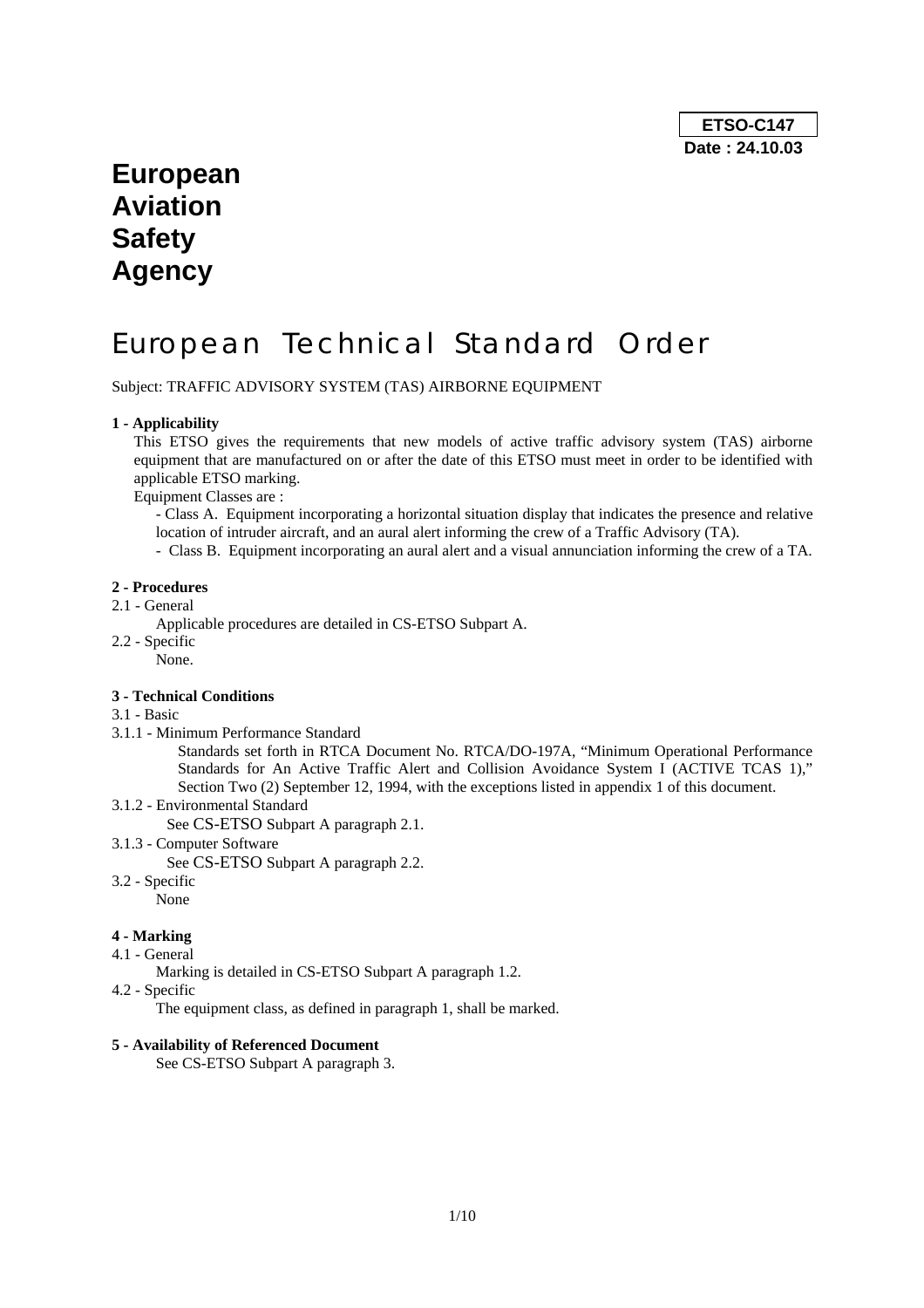**ETSO-C147**
**Date : 24.10.03**

# European Aviation Safety Agency

# European Technical Standard Order

Subject: TRAFFIC ADVISORY SYSTEM (TAS) AIRBORNE EQUIPMENT

**1 - Applicability**

This ETSO gives the requirements that new models of active traffic advisory system (TAS) airborne equipment that are manufactured on or after the date of this ETSO must meet in order to be identified with applicable ETSO marking.

Equipment Classes are :

- Class A. Equipment incorporating a horizontal situation display that indicates the presence and relative location of intruder aircraft, and an aural alert informing the crew of a Traffic Advisory (TA).
- Class B. Equipment incorporating an aural alert and a visual annunciation informing the crew of a TA.

**2 - Procedures**

2.1 - General

Applicable procedures are detailed in CS-ETSO Subpart A.

2.2 - Specific

None.

**3 - Technical Conditions**

3.1 - Basic

3.1.1 - Minimum Performance Standard

Standards set forth in RTCA Document No. RTCA/DO-197A, "Minimum Operational Performance Standards for An Active Traffic Alert and Collision Avoidance System I (ACTIVE TCAS 1)," Section Two (2) September 12, 1994, with the exceptions listed in appendix 1 of this document.

3.1.2 - Environmental Standard

See CS-ETSO Subpart A paragraph 2.1.

3.1.3 - Computer Software

See CS-ETSO Subpart A paragraph 2.2.

3.2 - Specific

None

**4 - Marking**

4.1 - General

Marking is detailed in CS-ETSO Subpart A paragraph 1.2.

4.2 - Specific

The equipment class, as defined in paragraph 1, shall be marked.

**5 - Availability of Referenced Document**

See CS-ETSO Subpart A paragraph 3.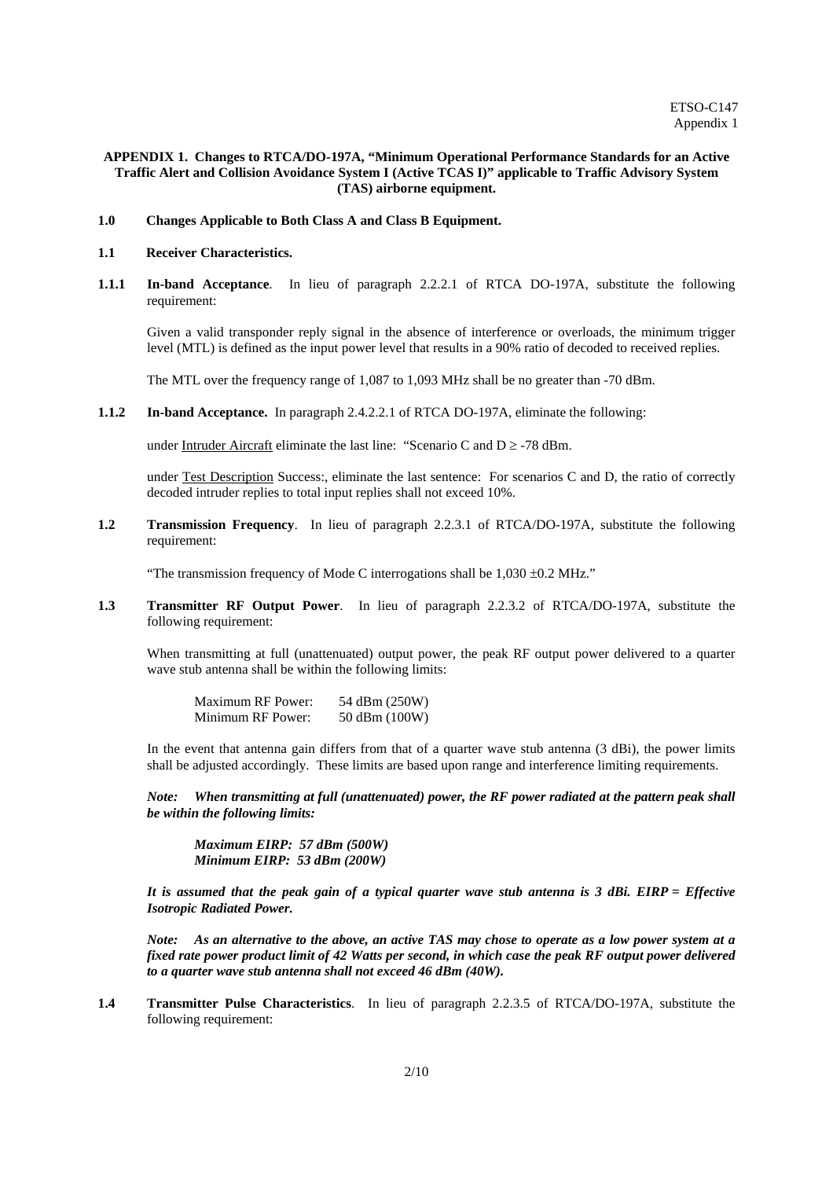**APPENDIX 1. Changes to RTCA/DO-197A, "Minimum Operational Performance Standards for an Active Traffic Alert and Collision Avoidance System I (Active TCAS I)" applicable to Traffic Advisory System (TAS) airborne equipment.**

**1.0 Changes Applicable to Both Class A and Class B Equipment.**

**1.1 Receiver Characteristics.**

**1.1.1 In-band Acceptance**. In lieu of paragraph 2.2.2.1 of RTCA DO-197A, substitute the following requirement:

Given a valid transponder reply signal in the absence of interference or overloads, the minimum trigger level (MTL) is defined as the input power level that results in a 90% ratio of decoded to received replies.

The MTL over the frequency range of 1,087 to 1,093 MHz shall be no greater than -70 dBm.

**1.1.2 In-band Acceptance.** In paragraph 2.4.2.2.1 of RTCA DO-197A, eliminate the following:

under Intruder Aircraft eliminate the last line: "Scenario C and D ≥ -78 dBm.

under Test Description Success:, eliminate the last sentence: For scenarios C and D, the ratio of correctly decoded intruder replies to total input replies shall not exceed 10%.

**1.2 Transmission Frequency**. In lieu of paragraph 2.2.3.1 of RTCA/DO-197A, substitute the following requirement:

"The transmission frequency of Mode C interrogations shall be 1,030 ±0.2 MHz."

**1.3 Transmitter RF Output Power**. In lieu of paragraph 2.2.3.2 of RTCA/DO-197A, substitute the following requirement:

When transmitting at full (unattenuated) output power, the peak RF output power delivered to a quarter wave stub antenna shall be within the following limits:

| | |
|---|---|
| Maximum RF Power: | 54 dBm (250W) |
| Minimum RF Power: | 50 dBm (100W) |

In the event that antenna gain differs from that of a quarter wave stub antenna (3 dBi), the power limits shall be adjusted accordingly. These limits are based upon range and interference limiting requirements.

***Note: When transmitting at full (unattenuated) power, the RF power radiated at the pattern peak shall be within the following limits:***

***Maximum EIRP: 57 dBm (500W)***
***Minimum EIRP: 53 dBm (200W)***

***It is assumed that the peak gain of a typical quarter wave stub antenna is 3 dBi. EIRP = Effective Isotropic Radiated Power.***

***Note: As an alternative to the above, an active TAS may chose to operate as a low power system at a fixed rate power product limit of 42 Watts per second, in which case the peak RF output power delivered to a quarter wave stub antenna shall not exceed 46 dBm (40W).***

**1.4 Transmitter Pulse Characteristics**. In lieu of paragraph 2.2.3.5 of RTCA/DO-197A, substitute the following requirement: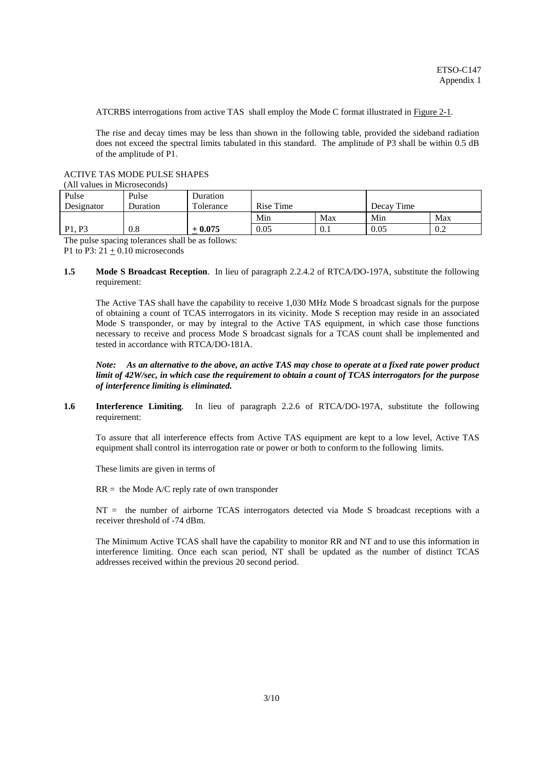ATCRBS interrogations from active TAS shall employ the Mode C format illustrated in Figure 2-1.

The rise and decay times may be less than shown in the following table, provided the sideband radiation does not exceed the spectral limits tabulated in this standard. The amplitude of P3 shall be within 0.5 dB of the amplitude of P1.

ACTIVE TAS MODE PULSE SHAPES
(All values in Microseconds)

| Pulse Designator | Pulse Duration | Duration Tolerance | Rise Time | | Decay Time | |
|---|---|---|---|---|---|---|
| | | | Min | Max | Min | Max |
| P1, P3 | 0.8 | **± 0.075** | 0.05 | 0.1 | 0.05 | 0.2 |

The pulse spacing tolerances shall be as follows:
P1 to P3: 21 ± 0.10 microseconds

**1.5 Mode S Broadcast Reception**. In lieu of paragraph 2.2.4.2 of RTCA/DO-197A, substitute the following requirement:

The Active TAS shall have the capability to receive 1,030 MHz Mode S broadcast signals for the purpose of obtaining a count of TCAS interrogators in its vicinity. Mode S reception may reside in an associated Mode S transponder, or may by integral to the Active TAS equipment, in which case those functions necessary to receive and process Mode S broadcast signals for a TCAS count shall be implemented and tested in accordance with RTCA/DO-181A.

***Note: As an alternative to the above, an active TAS may chose to operate at a fixed rate power product limit of 42W/sec, in which case the requirement to obtain a count of TCAS interrogators for the purpose of interference limiting is eliminated.***

**1.6 Interference Limiting**. In lieu of paragraph 2.2.6 of RTCA/DO-197A, substitute the following requirement:

To assure that all interference effects from Active TAS equipment are kept to a low level, Active TAS equipment shall control its interrogation rate or power or both to conform to the following limits.

These limits are given in terms of

RR = the Mode A/C reply rate of own transponder

NT = the number of airborne TCAS interrogators detected via Mode S broadcast receptions with a receiver threshold of -74 dBm.

The Minimum Active TCAS shall have the capability to monitor RR and NT and to use this information in interference limiting. Once each scan period, NT shall be updated as the number of distinct TCAS addresses received within the previous 20 second period.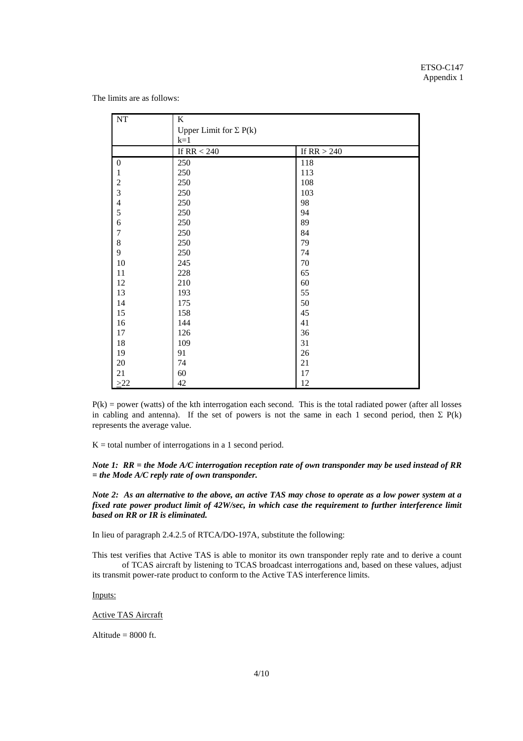The limits are as follows:

| NT | K<br>Upper Limit for $\Sigma$ P(k)<br>k=1 | |
|---|---|---|
| | If RR < 240 | If RR > 240 |
| 0 | 250 | 118 |
| 1 | 250 | 113 |
| 2 | 250 | 108 |
| 3 | 250 | 103 |
| 4 | 250 | 98 |
| 5 | 250 | 94 |
| 6 | 250 | 89 |
| 7 | 250 | 84 |
| 8 | 250 | 79 |
| 9 | 250 | 74 |
| 10 | 245 | 70 |
| 11 | 228 | 65 |
| 12 | 210 | 60 |
| 13 | 193 | 55 |
| 14 | 175 | 50 |
| 15 | 158 | 45 |
| 16 | 144 | 41 |
| 17 | 126 | 36 |
| 18 | 109 | 31 |
| 19 | 91 | 26 |
| 20 | 74 | 21 |
| 21 | 60 | 17 |
| $\geq$22 | 42 | 12 |

P(k) = power (watts) of the kth interrogation each second. This is the total radiated power (after all losses in cabling and antenna). If the set of powers is not the same in each 1 second period, then $\Sigma$ P(k) represents the average value.

K = total number of interrogations in a 1 second period.

***Note 1: RR = the Mode A/C interrogation reception rate of own transponder may be used instead of RR = the Mode A/C reply rate of own transponder.***

***Note 2: As an alternative to the above, an active TAS may chose to operate as a low power system at a fixed rate power product limit of 42W/sec, in which case the requirement to further interference limit based on RR or IR is eliminated.***

In lieu of paragraph 2.4.2.5 of RTCA/DO-197A, substitute the following:

This test verifies that Active TAS is able to monitor its own transponder reply rate and to derive a count of TCAS aircraft by listening to TCAS broadcast interrogations and, based on these values, adjust its transmit power-rate product to conform to the Active TAS interference limits.

Inputs:

Active TAS Aircraft

Altitude = 8000 ft.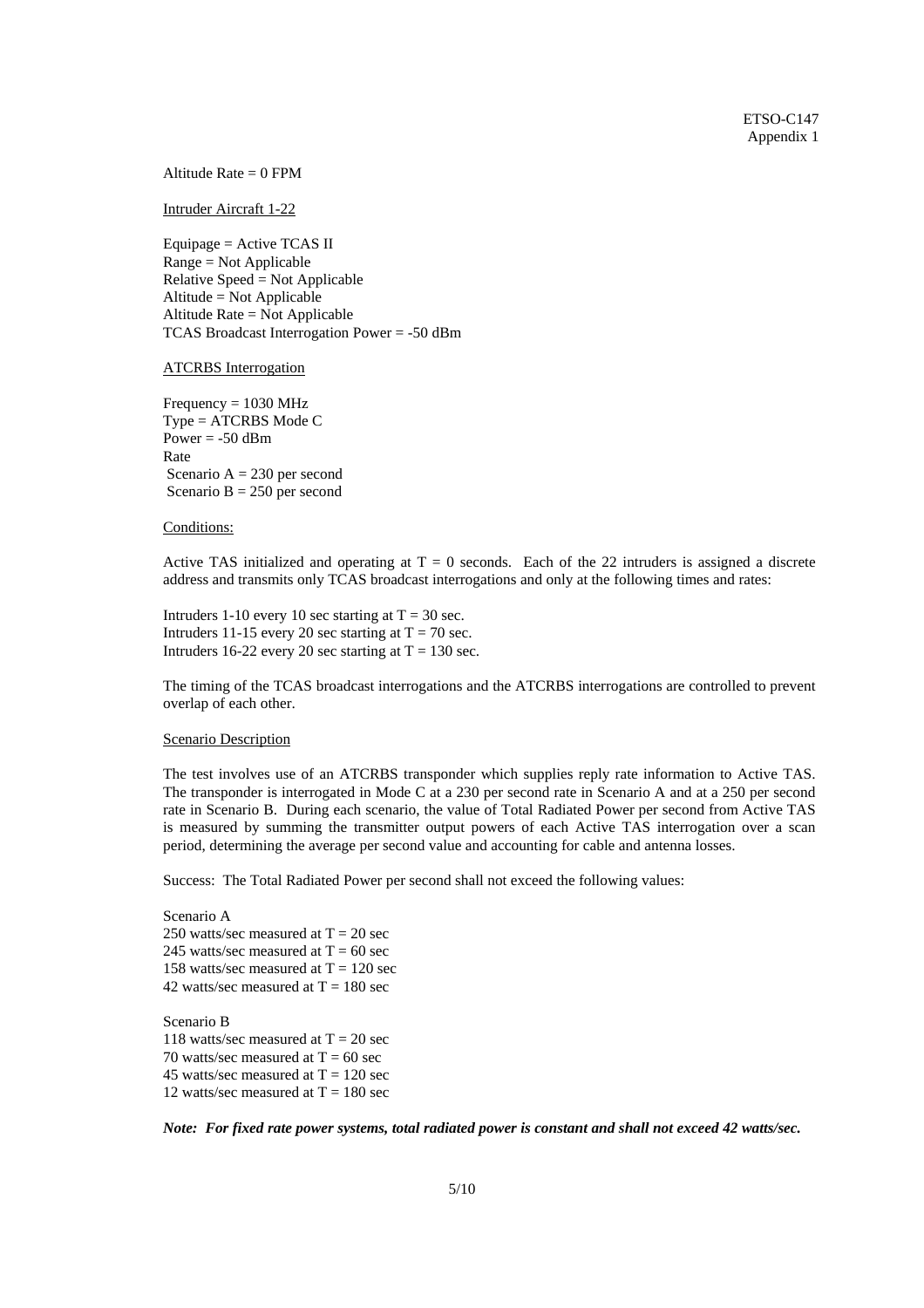Altitude Rate = 0 FPM

Intruder Aircraft 1-22

Equipage = Active TCAS II
Range = Not Applicable
Relative Speed = Not Applicable
Altitude = Not Applicable
Altitude Rate = Not Applicable
TCAS Broadcast Interrogation Power = -50 dBm

ATCRBS Interrogation

Frequency = 1030 MHz
Type = ATCRBS Mode C
Power = -50 dBm
Rate
 Scenario A = 230 per second
 Scenario B = 250 per second

Conditions:

Active TAS initialized and operating at T = 0 seconds. Each of the 22 intruders is assigned a discrete address and transmits only TCAS broadcast interrogations and only at the following times and rates:

Intruders 1-10 every 10 sec starting at T = 30 sec.
Intruders 11-15 every 20 sec starting at T = 70 sec.
Intruders 16-22 every 20 sec starting at T = 130 sec.

The timing of the TCAS broadcast interrogations and the ATCRBS interrogations are controlled to prevent overlap of each other.

Scenario Description

The test involves use of an ATCRBS transponder which supplies reply rate information to Active TAS. The transponder is interrogated in Mode C at a 230 per second rate in Scenario A and at a 250 per second rate in Scenario B. During each scenario, the value of Total Radiated Power per second from Active TAS is measured by summing the transmitter output powers of each Active TAS interrogation over a scan period, determining the average per second value and accounting for cable and antenna losses.

Success: The Total Radiated Power per second shall not exceed the following values:

Scenario A
250 watts/sec measured at T = 20 sec
245 watts/sec measured at T = 60 sec
158 watts/sec measured at T = 120 sec
42 watts/sec measured at T = 180 sec

Scenario B
118 watts/sec measured at T = 20 sec
70 watts/sec measured at T = 60 sec
45 watts/sec measured at T = 120 sec
12 watts/sec measured at T = 180 sec

***Note: For fixed rate power systems, total radiated power is constant and shall not exceed 42 watts/sec.***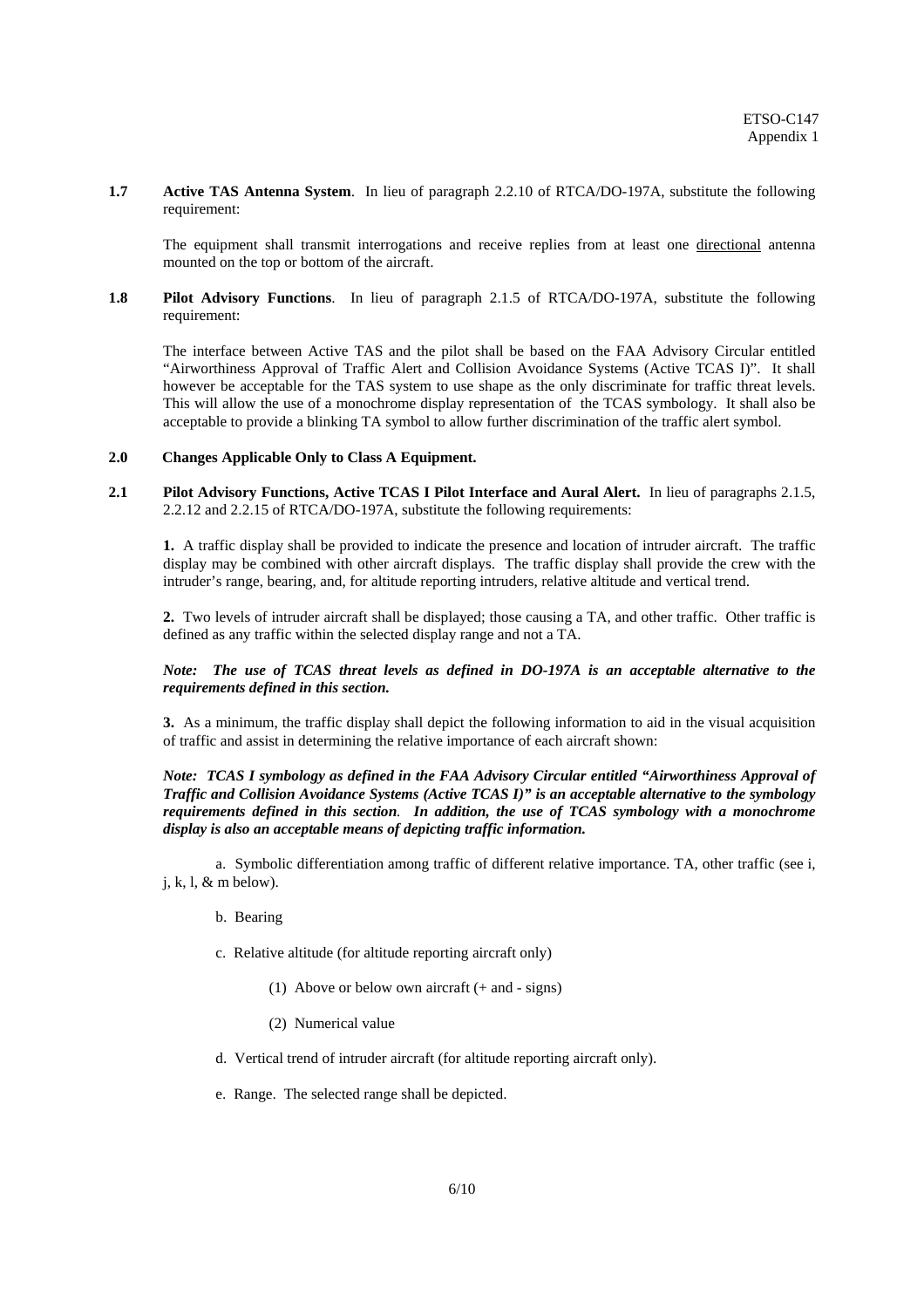**1.7 Active TAS Antenna System**. In lieu of paragraph 2.2.10 of RTCA/DO-197A, substitute the following requirement:

The equipment shall transmit interrogations and receive replies from at least one directional antenna mounted on the top or bottom of the aircraft.

**1.8 Pilot Advisory Functions**. In lieu of paragraph 2.1.5 of RTCA/DO-197A, substitute the following requirement:

The interface between Active TAS and the pilot shall be based on the FAA Advisory Circular entitled "Airworthiness Approval of Traffic Alert and Collision Avoidance Systems (Active TCAS I)". It shall however be acceptable for the TAS system to use shape as the only discriminate for traffic threat levels. This will allow the use of a monochrome display representation of the TCAS symbology. It shall also be acceptable to provide a blinking TA symbol to allow further discrimination of the traffic alert symbol.

## 2.0 Changes Applicable Only to Class A Equipment.

**2.1 Pilot Advisory Functions, Active TCAS I Pilot Interface and Aural Alert.** In lieu of paragraphs 2.1.5, 2.2.12 and 2.2.15 of RTCA/DO-197A, substitute the following requirements:

**1.** A traffic display shall be provided to indicate the presence and location of intruder aircraft. The traffic display may be combined with other aircraft displays. The traffic display shall provide the crew with the intruder's range, bearing, and, for altitude reporting intruders, relative altitude and vertical trend.

**2.** Two levels of intruder aircraft shall be displayed; those causing a TA, and other traffic. Other traffic is defined as any traffic within the selected display range and not a TA.

***Note: The use of TCAS threat levels as defined in DO-197A is an acceptable alternative to the requirements defined in this section.***

**3.** As a minimum, the traffic display shall depict the following information to aid in the visual acquisition of traffic and assist in determining the relative importance of each aircraft shown:

***Note: TCAS I symbology as defined in the FAA Advisory Circular entitled "Airworthiness Approval of Traffic and Collision Avoidance Systems (Active TCAS I)" is an acceptable alternative to the symbology requirements defined in this section. In addition, the use of TCAS symbology with a monochrome display is also an acceptable means of depicting traffic information.***

a. Symbolic differentiation among traffic of different relative importance. TA, other traffic (see i, j, k, l, & m below).

b. Bearing

c. Relative altitude (for altitude reporting aircraft only)

(1) Above or below own aircraft (+ and - signs)

(2) Numerical value

d. Vertical trend of intruder aircraft (for altitude reporting aircraft only).

e. Range. The selected range shall be depicted.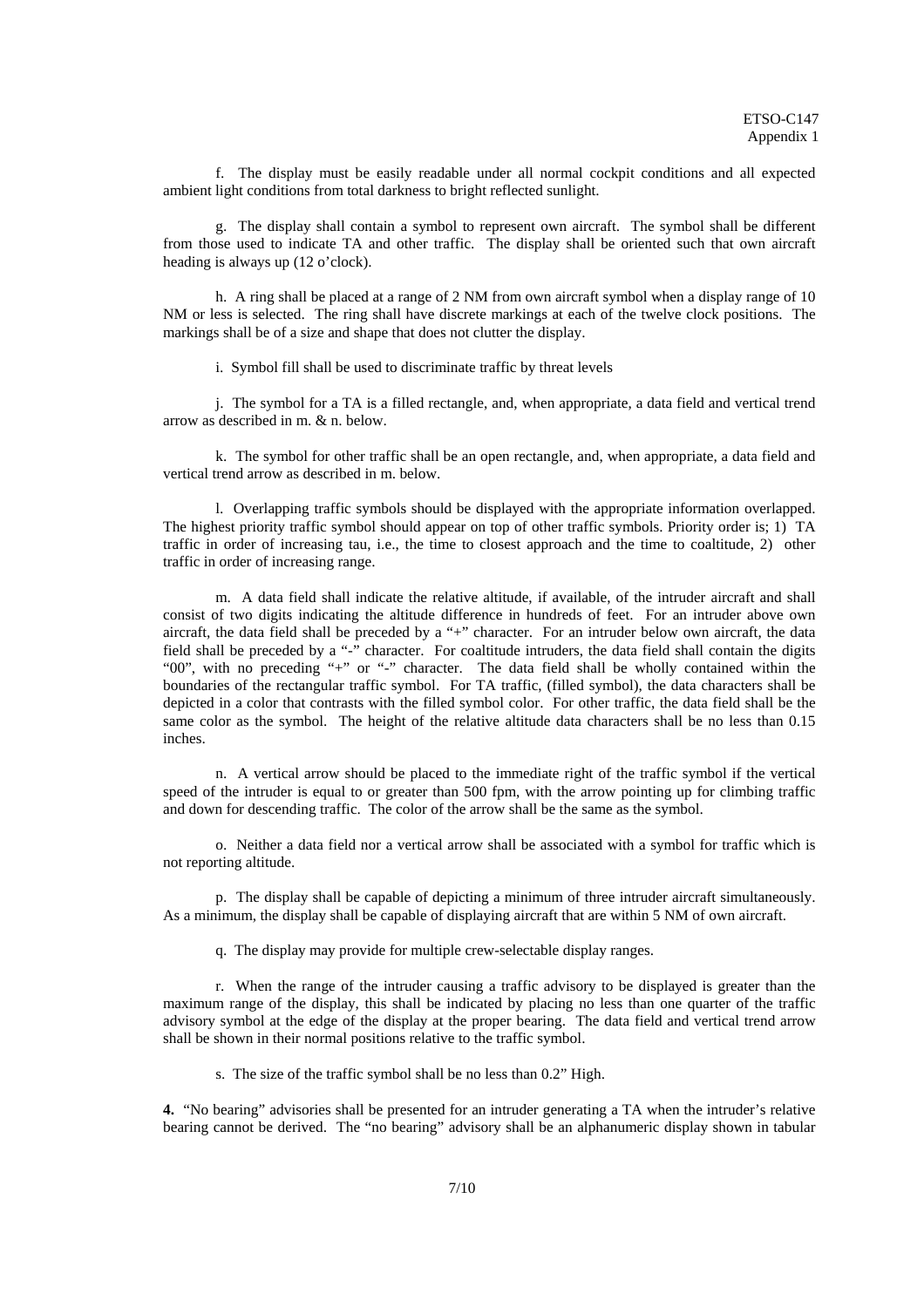f. The display must be easily readable under all normal cockpit conditions and all expected ambient light conditions from total darkness to bright reflected sunlight.

g. The display shall contain a symbol to represent own aircraft. The symbol shall be different from those used to indicate TA and other traffic. The display shall be oriented such that own aircraft heading is always up (12 o'clock).

h. A ring shall be placed at a range of 2 NM from own aircraft symbol when a display range of 10 NM or less is selected. The ring shall have discrete markings at each of the twelve clock positions. The markings shall be of a size and shape that does not clutter the display.

i. Symbol fill shall be used to discriminate traffic by threat levels

j. The symbol for a TA is a filled rectangle, and, when appropriate, a data field and vertical trend arrow as described in m. & n. below.

k. The symbol for other traffic shall be an open rectangle, and, when appropriate, a data field and vertical trend arrow as described in m. below.

l. Overlapping traffic symbols should be displayed with the appropriate information overlapped. The highest priority traffic symbol should appear on top of other traffic symbols. Priority order is; 1) TA traffic in order of increasing tau, i.e., the time to closest approach and the time to coaltitude, 2) other traffic in order of increasing range.

m. A data field shall indicate the relative altitude, if available, of the intruder aircraft and shall consist of two digits indicating the altitude difference in hundreds of feet. For an intruder above own aircraft, the data field shall be preceded by a "+" character. For an intruder below own aircraft, the data field shall be preceded by a "-" character. For coaltitude intruders, the data field shall contain the digits "00", with no preceding "+" or "-" character. The data field shall be wholly contained within the boundaries of the rectangular traffic symbol. For TA traffic, (filled symbol), the data characters shall be depicted in a color that contrasts with the filled symbol color. For other traffic, the data field shall be the same color as the symbol. The height of the relative altitude data characters shall be no less than 0.15 inches.

n. A vertical arrow should be placed to the immediate right of the traffic symbol if the vertical speed of the intruder is equal to or greater than 500 fpm, with the arrow pointing up for climbing traffic and down for descending traffic. The color of the arrow shall be the same as the symbol.

o. Neither a data field nor a vertical arrow shall be associated with a symbol for traffic which is not reporting altitude.

p. The display shall be capable of depicting a minimum of three intruder aircraft simultaneously. As a minimum, the display shall be capable of displaying aircraft that are within 5 NM of own aircraft.

q. The display may provide for multiple crew-selectable display ranges.

r. When the range of the intruder causing a traffic advisory to be displayed is greater than the maximum range of the display, this shall be indicated by placing no less than one quarter of the traffic advisory symbol at the edge of the display at the proper bearing. The data field and vertical trend arrow shall be shown in their normal positions relative to the traffic symbol.

s. The size of the traffic symbol shall be no less than 0.2" High.

**4.** "No bearing" advisories shall be presented for an intruder generating a TA when the intruder's relative bearing cannot be derived. The "no bearing" advisory shall be an alphanumeric display shown in tabular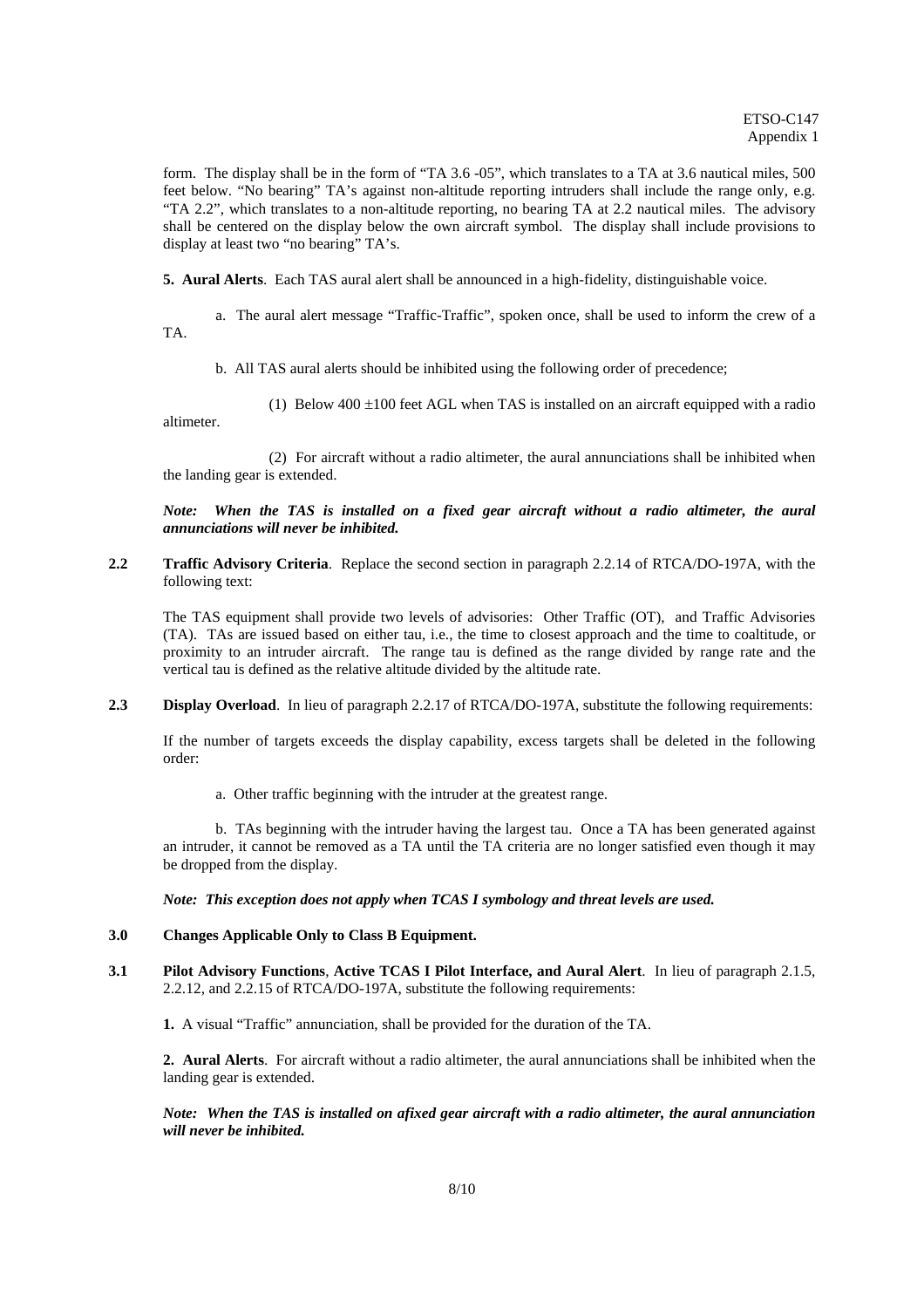form. The display shall be in the form of "TA 3.6 -05", which translates to a TA at 3.6 nautical miles, 500 feet below. "No bearing" TA's against non-altitude reporting intruders shall include the range only, e.g. "TA 2.2", which translates to a non-altitude reporting, no bearing TA at 2.2 nautical miles. The advisory shall be centered on the display below the own aircraft symbol. The display shall include provisions to display at least two "no bearing" TA's.

**5. Aural Alerts**. Each TAS aural alert shall be announced in a high-fidelity, distinguishable voice.

a. The aural alert message "Traffic-Traffic", spoken once, shall be used to inform the crew of a TA.

b. All TAS aural alerts should be inhibited using the following order of precedence;

(1) Below 400 ±100 feet AGL when TAS is installed on an aircraft equipped with a radio altimeter.

(2) For aircraft without a radio altimeter, the aural annunciations shall be inhibited when the landing gear is extended.

***Note: When the TAS is installed on a fixed gear aircraft without a radio altimeter, the aural annunciations will never be inhibited.***

**2.2 Traffic Advisory Criteria**. Replace the second section in paragraph 2.2.14 of RTCA/DO-197A, with the following text:

The TAS equipment shall provide two levels of advisories: Other Traffic (OT), and Traffic Advisories (TA). TAs are issued based on either tau, i.e., the time to closest approach and the time to coaltitude, or proximity to an intruder aircraft. The range tau is defined as the range divided by range rate and the vertical tau is defined as the relative altitude divided by the altitude rate.

**2.3 Display Overload**. In lieu of paragraph 2.2.17 of RTCA/DO-197A, substitute the following requirements:

If the number of targets exceeds the display capability, excess targets shall be deleted in the following order:

a. Other traffic beginning with the intruder at the greatest range.

b. TAs beginning with the intruder having the largest tau. Once a TA has been generated against an intruder, it cannot be removed as a TA until the TA criteria are no longer satisfied even though it may be dropped from the display.

***Note: This exception does not apply when TCAS I symbology and threat levels are used.***

## 3.0 Changes Applicable Only to Class B Equipment.

**3.1 Pilot Advisory Functions**, **Active TCAS I Pilot Interface, and Aural Alert**. In lieu of paragraph 2.1.5, 2.2.12, and 2.2.15 of RTCA/DO-197A, substitute the following requirements:

**1.** A visual "Traffic" annunciation, shall be provided for the duration of the TA.

**2. Aural Alerts**. For aircraft without a radio altimeter, the aural annunciations shall be inhibited when the landing gear is extended.

***Note: When the TAS is installed on afixed gear aircraft with a radio altimeter, the aural annunciation will never be inhibited.***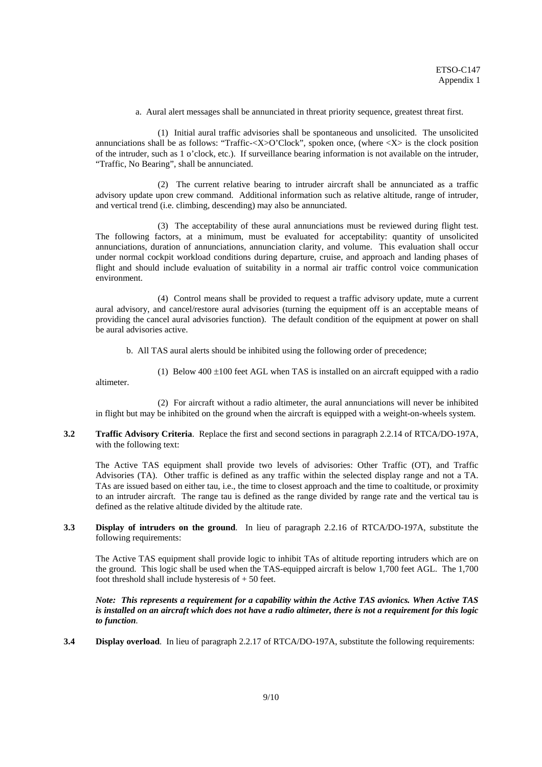a. Aural alert messages shall be annunciated in threat priority sequence, greatest threat first.

(1) Initial aural traffic advisories shall be spontaneous and unsolicited. The unsolicited annunciations shall be as follows: "Traffic-<X>O'Clock", spoken once, (where <X> is the clock position of the intruder, such as 1 o'clock, etc.). If surveillance bearing information is not available on the intruder, "Traffic, No Bearing", shall be annunciated.

(2) The current relative bearing to intruder aircraft shall be annunciated as a traffic advisory update upon crew command. Additional information such as relative altitude, range of intruder, and vertical trend (i.e. climbing, descending) may also be annunciated.

(3) The acceptability of these aural annunciations must be reviewed during flight test. The following factors, at a minimum, must be evaluated for acceptability: quantity of unsolicited annunciations, duration of annunciations, annunciation clarity, and volume. This evaluation shall occur under normal cockpit workload conditions during departure, cruise, and approach and landing phases of flight and should include evaluation of suitability in a normal air traffic control voice communication environment.

(4) Control means shall be provided to request a traffic advisory update, mute a current aural advisory, and cancel/restore aural advisories (turning the equipment off is an acceptable means of providing the cancel aural advisories function). The default condition of the equipment at power on shall be aural advisories active.

b. All TAS aural alerts should be inhibited using the following order of precedence;

(1) Below 400 ±100 feet AGL when TAS is installed on an aircraft equipped with a radio altimeter.

(2) For aircraft without a radio altimeter, the aural annunciations will never be inhibited in flight but may be inhibited on the ground when the aircraft is equipped with a weight-on-wheels system.

**3.2 Traffic Advisory Criteria**. Replace the first and second sections in paragraph 2.2.14 of RTCA/DO-197A, with the following text:

The Active TAS equipment shall provide two levels of advisories: Other Traffic (OT), and Traffic Advisories (TA). Other traffic is defined as any traffic within the selected display range and not a TA. TAs are issued based on either tau, i.e., the time to closest approach and the time to coaltitude, or proximity to an intruder aircraft. The range tau is defined as the range divided by range rate and the vertical tau is defined as the relative altitude divided by the altitude rate.

**3.3 Display of intruders on the ground**. In lieu of paragraph 2.2.16 of RTCA/DO-197A, substitute the following requirements:

The Active TAS equipment shall provide logic to inhibit TAs of altitude reporting intruders which are on the ground. This logic shall be used when the TAS-equipped aircraft is below 1,700 feet AGL. The 1,700 foot threshold shall include hysteresis of + 50 feet.

***Note: This represents a requirement for a capability within the Active TAS avionics. When Active TAS is installed on an aircraft which does not have a radio altimeter, there is not a requirement for this logic to function***.

**3.4 Display overload**. In lieu of paragraph 2.2.17 of RTCA/DO-197A, substitute the following requirements: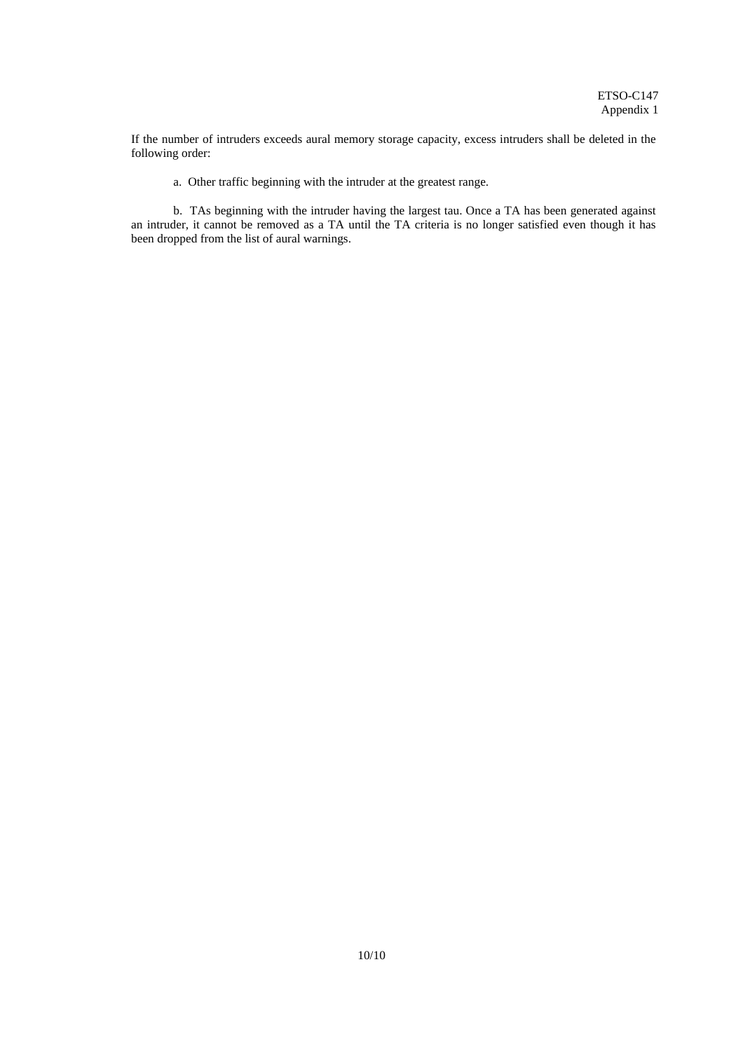If the number of intruders exceeds aural memory storage capacity, excess intruders shall be deleted in the following order:

a. Other traffic beginning with the intruder at the greatest range.

b. TAs beginning with the intruder having the largest tau. Once a TA has been generated against an intruder, it cannot be removed as a TA until the TA criteria is no longer satisfied even though it has been dropped from the list of aural warnings.